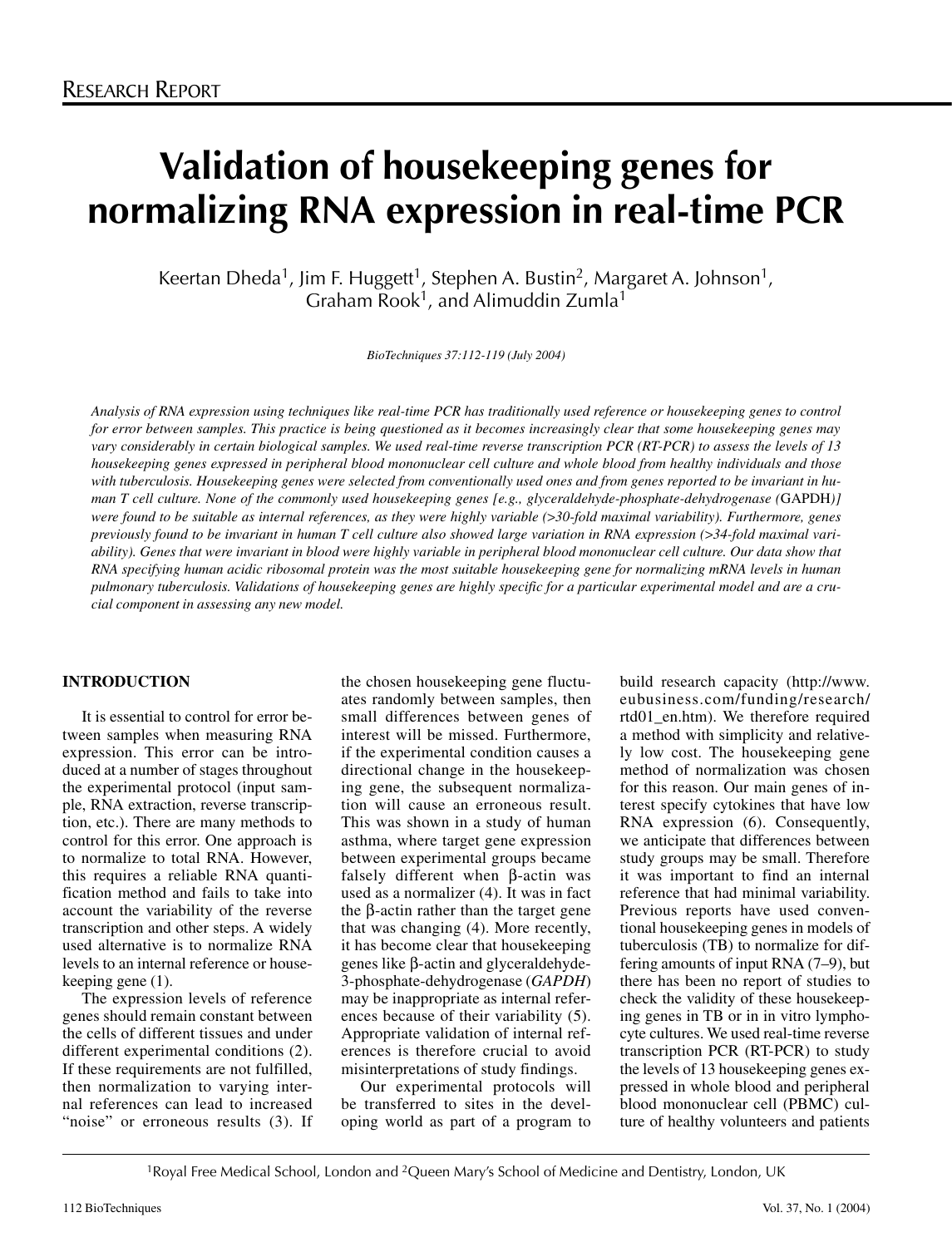RESEARCH REPORT

# Validation of housekeeping genes for normalizing RNA expression in real-time PCR

Keertan Dheda[1], Jim F. Huggett[1], Stephen A. Bustin[2], Margaret A. Johnson[1], Graham Rook[1], and Alimuddin Zumla[1]

*BioTechniques 37:112-119 (July 2004)*

*Analysis of RNA expression using techniques like real-time PCR has traditionally used reference or housekeeping genes to control for error between samples. This practice is being questioned as it becomes increasingly clear that some housekeeping genes may vary considerably in certain biological samples. We used real-time reverse transcription PCR (RT-PCR) to assess the levels of 13 housekeeping genes expressed in peripheral blood mononuclear cell culture and whole blood from healthy individuals and those with tuberculosis. Housekeeping genes were selected from conventionally used ones and from genes reported to be invariant in human T cell culture. None of the commonly used housekeeping genes [e.g., glyceraldehyde-phosphate-dehydrogenase (*GAPDH*)] were found to be suitable as internal references, as they were highly variable (>30-fold maximal variability). Furthermore, genes previously found to be invariant in human T cell culture also showed large variation in RNA expression (>34-fold maximal variability). Genes that were invariant in blood were highly variable in peripheral blood mononuclear cell culture. Our data show that RNA specifying human acidic ribosomal protein was the most suitable housekeeping gene for normalizing mRNA levels in human pulmonary tuberculosis. Validations of housekeeping genes are highly specific for a particular experimental model and are a crucial component in assessing any new model.*

## INTRODUCTION

It is essential to control for error between samples when measuring RNA expression. This error can be introduced at a number of stages throughout the experimental protocol (input sample, RNA extraction, reverse transcription, etc.). There are many methods to control for this error. One approach is to normalize to total RNA. However, this requires a reliable RNA quantification method and fails to take into account the variability of the reverse transcription and other steps. A widely used alternative is to normalize RNA levels to an internal reference or housekeeping gene (1).

The expression levels of reference genes should remain constant between the cells of different tissues and under different experimental conditions (2). If these requirements are not fulfilled, then normalization to varying internal references can lead to increased "noise" or erroneous results (3). If the chosen housekeeping gene fluctuates randomly between samples, then small differences between genes of interest will be missed. Furthermore, if the experimental condition causes a directional change in the housekeeping gene, the subsequent normalization will cause an erroneous result. This was shown in a study of human asthma, where target gene expression between experimental groups became falsely different when β-actin was used as a normalizer (4). It was in fact the β-actin rather than the target gene that was changing (4). More recently, it has become clear that housekeeping genes like β-actin and glyceraldehyde-3-phosphate-dehydrogenase (*GAPDH*) may be inappropriate as internal references because of their variability (5). Appropriate validation of internal references is therefore crucial to avoid misinterpretations of study findings.

Our experimental protocols will be transferred to sites in the developing world as part of a program to build research capacity (http://www.eubusiness.com/funding/research/rtd01_en.htm). We therefore required a method with simplicity and relatively low cost. The housekeeping gene method of normalization was chosen for this reason. Our main genes of interest specify cytokines that have low RNA expression (6). Consequently, we anticipate that differences between study groups may be small. Therefore it was important to find an internal reference that had minimal variability. Previous reports have used conventional housekeeping genes in models of tuberculosis (TB) to normalize for differing amounts of input RNA (7–9), but there has been no report of studies to check the validity of these housekeeping genes in TB or in in vitro lymphocyte cultures. We used real-time reverse transcription PCR (RT-PCR) to study the levels of 13 housekeeping genes expressed in whole blood and peripheral blood mononuclear cell (PBMC) culture of healthy volunteers and patients

[1]Royal Free Medical School, London and [2]Queen Mary's School of Medicine and Dentistry, London, UK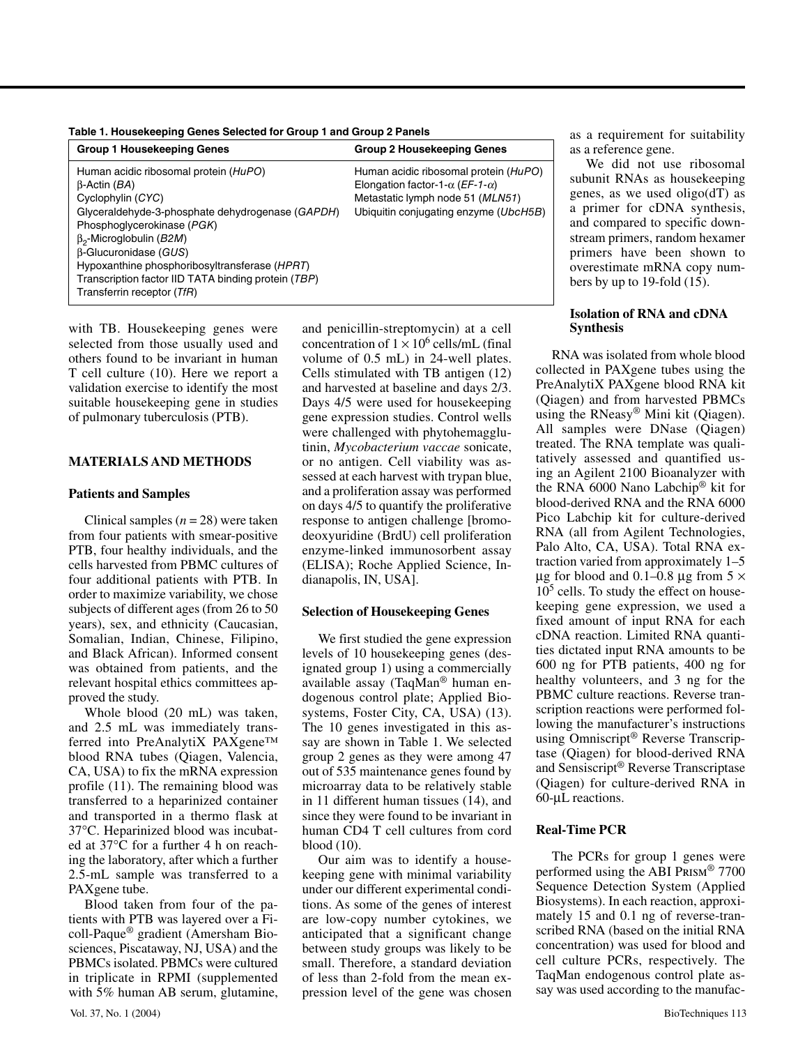**Table 1. Housekeeping Genes Selected for Group 1 and Group 2 Panels**

| Group 1 Housekeeping Genes | Group 2 Housekeeping Genes |
|---|---|
| Human acidic ribosomal protein (*HuPO*)<br>β-Actin (*BA*)<br>Cyclophylin (*CYC*)<br>Glyceraldehyde-3-phosphate dehydrogenase (*GAPDH*)<br>Phosphoglycerokinase (*PGK*)<br>$\beta_2$-Microglobulin (*B2M*)<br>β-Glucuronidase (*GUS*)<br>Hypoxanthine phosphoribosyltransferase (*HPRT*)<br>Transcription factor IID TATA binding protein (*TBP*)<br>Transferrin receptor (*TfR*) | Human acidic ribosomal protein (*HuPO*)<br>Elongation factor-1-α (*EF-1-α*)<br>Metastatic lymph node 51 (*MLN51*)<br>Ubiquitin conjugating enzyme (*UbcH5B*) |

with TB. Housekeeping genes were selected from those usually used and others found to be invariant in human T cell culture (10). Here we report a validation exercise to identify the most suitable housekeeping gene in studies of pulmonary tuberculosis (PTB).

## MATERIALS AND METHODS

### Patients and Samples

Clinical samples ($n = 28$) were taken from four patients with smear-positive PTB, four healthy individuals, and the cells harvested from PBMC cultures of four additional patients with PTB. In order to maximize variability, we chose subjects of different ages (from 26 to 50 years), sex, and ethnicity (Caucasian, Somalian, Indian, Chinese, Filipino, and Black African). Informed consent was obtained from patients, and the relevant hospital ethics committees approved the study.

Whole blood (20 mL) was taken, and 2.5 mL was immediately transferred into PreAnalytiX PAXgene™ blood RNA tubes (Qiagen, Valencia, CA, USA) to fix the mRNA expression profile (11). The remaining blood was transferred to a heparinized container and transported in a thermo flask at 37°C. Heparinized blood was incubated at 37°C for a further 4 h on reaching the laboratory, after which a further 2.5-mL sample was transferred to a PAXgene tube.

Blood taken from four of the patients with PTB was layered over a Ficoll-Paque® gradient (Amersham Biosciences, Piscataway, NJ, USA) and the PBMCs isolated. PBMCs were cultured in triplicate in RPMI (supplemented with 5% human AB serum, glutamine, and penicillin-streptomycin) at a cell concentration of $1 \times 10^6$ cells/mL (final volume of 0.5 mL) in 24-well plates. Cells stimulated with TB antigen (12) and harvested at baseline and days 2/3. Days 4/5 were used for housekeeping gene expression studies. Control wells were challenged with phytohemagglutinin, *Mycobacterium vaccae* sonicate, or no antigen. Cell viability was assessed at each harvest with trypan blue, and a proliferation assay was performed on days 4/5 to quantify the proliferative response to antigen challenge [bromodeoxyuridine (BrdU) cell proliferation enzyme-linked immunosorbent assay (ELISA); Roche Applied Science, Indianapolis, IN, USA].

### Selection of Housekeeping Genes

We first studied the gene expression levels of 10 housekeeping genes (designated group 1) using a commercially available assay (TaqMan® human endogenous control plate; Applied Biosystems, Foster City, CA, USA) (13). The 10 genes investigated in this assay are shown in Table 1. We selected group 2 genes as they were among 47 out of 535 maintenance genes found by microarray data to be relatively stable in 11 different human tissues (14), and since they were found to be invariant in human CD4 T cell cultures from cord blood (10).

Our aim was to identify a housekeeping gene with minimal variability under our different experimental conditions. As some of the genes of interest are low-copy number cytokines, we anticipated that a significant change between study groups was likely to be small. Therefore, a standard deviation of less than 2-fold from the mean expression level of the gene was chosen as a requirement for suitability as a reference gene.

We did not use ribosomal subunit RNAs as housekeeping genes, as we used oligo(dT) as a primer for cDNA synthesis, and compared to specific downstream primers, random hexamer primers have been shown to overestimate mRNA copy numbers by up to 19-fold (15).

### Isolation of RNA and cDNA Synthesis

RNA was isolated from whole blood collected in PAXgene tubes using the PreAnalytiX PAXgene blood RNA kit (Qiagen) and from harvested PBMCs using the RNeasy® Mini kit (Qiagen). All samples were DNase (Qiagen) treated. The RNA template was qualitatively assessed and quantified using an Agilent 2100 Bioanalyzer with the RNA 6000 Nano Labchip® kit for blood-derived RNA and the RNA 6000 Pico Labchip kit for culture-derived RNA (all from Agilent Technologies, Palo Alto, CA, USA). Total RNA extraction varied from approximately 1–5 μg for blood and 0.1–0.8 μg from $5 \times 10^5$ cells. To study the effect on housekeeping gene expression, we used a fixed amount of input RNA for each cDNA reaction. Limited RNA quantities dictated input RNA amounts to be 600 ng for PTB patients, 400 ng for healthy volunteers, and 3 ng for the PBMC culture reactions. Reverse transcription reactions were performed following the manufacturer's instructions using Omniscript® Reverse Transcriptase (Qiagen) for blood-derived RNA and Sensiscript® Reverse Transcriptase (Qiagen) for culture-derived RNA in 60-μL reactions.

### Real-Time PCR

The PCRs for group 1 genes were performed using the ABI PRISM® 7700 Sequence Detection System (Applied Biosystems). In each reaction, approximately 15 and 0.1 ng of reverse-transcribed RNA (based on the initial RNA concentration) was used for blood and cell culture PCRs, respectively. The TaqMan endogenous control plate assay was used according to the manufac-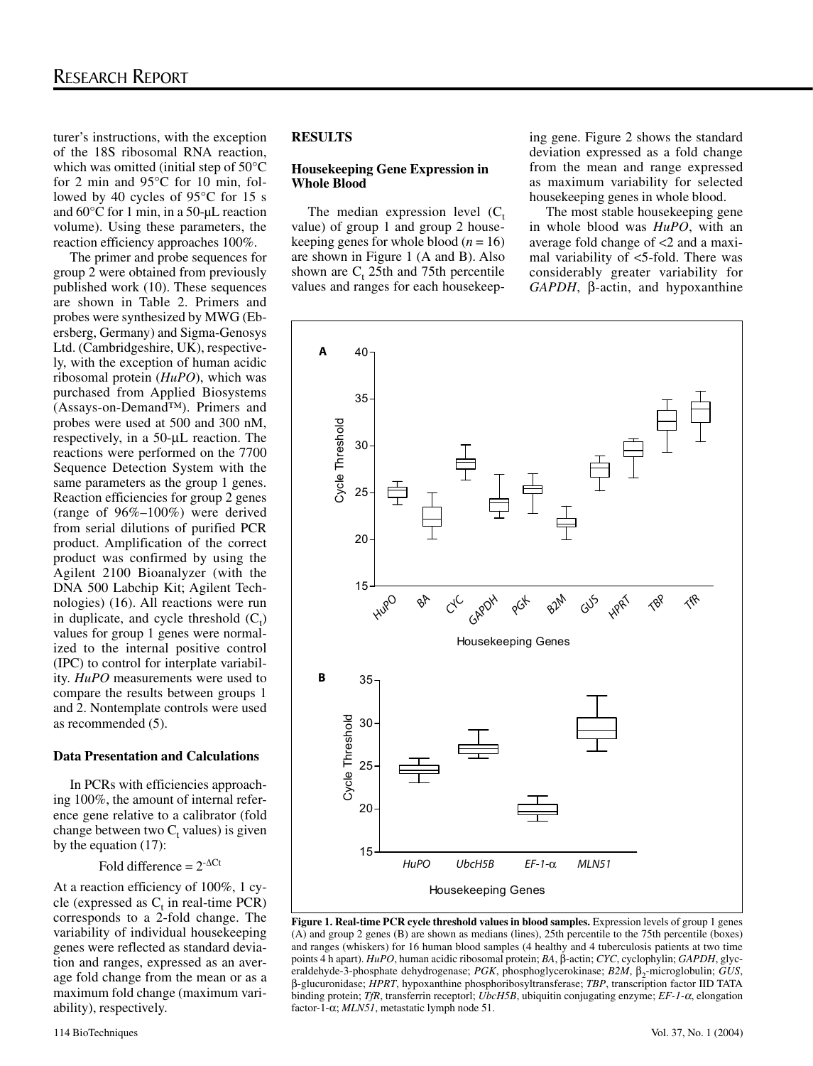turer's instructions, with the exception of the 18S ribosomal RNA reaction, which was omitted (initial step of 50°C for 2 min and 95°C for 10 min, followed by 40 cycles of 95°C for 15 s and 60°C for 1 min, in a 50-μL reaction volume). Using these parameters, the reaction efficiency approaches 100%.

The primer and probe sequences for group 2 were obtained from previously published work (10). These sequences are shown in Table 2. Primers and probes were synthesized by MWG (Ebersberg, Germany) and Sigma-Genosys Ltd. (Cambridgeshire, UK), respectively, with the exception of human acidic ribosomal protein (*HuPO*), which was purchased from Applied Biosystems (Assays-on-Demand™). Primers and probes were used at 500 and 300 nM, respectively, in a 50-μL reaction. The reactions were performed on the 7700 Sequence Detection System with the same parameters as the group 1 genes. Reaction efficiencies for group 2 genes (range of 96%–100%) were derived from serial dilutions of purified PCR product. Amplification of the correct product was confirmed by using the Agilent 2100 Bioanalyzer (with the DNA 500 Labchip Kit; Agilent Technologies) (16). All reactions were run in duplicate, and cycle threshold ($C_t$) values for group 1 genes were normalized to the internal positive control (IPC) to control for interplate variability. *HuPO* measurements were used to compare the results between groups 1 and 2. Nontemplate controls were used as recommended (5).

### Data Presentation and Calculations

In PCRs with efficiencies approaching 100%, the amount of internal reference gene relative to a calibrator (fold change between two $C_t$ values) is given by the equation (17):

$$\text{Fold difference} = 2^{-\Delta Ct}$$

At a reaction efficiency of 100%, 1 cycle (expressed as $C_t$ in real-time PCR) corresponds to a 2-fold change. The variability of individual housekeeping genes were reflected as standard deviation and ranges, expressed as an average fold change from the mean or as a maximum fold change (maximum variability), respectively.

## RESULTS

### Housekeeping Gene Expression in Whole Blood

The median expression level ($C_t$ value) of group 1 and group 2 housekeeping genes for whole blood ($n = 16$) are shown in Figure 1 (A and B). Also shown are $C_t$ 25th and 75th percentile values and ranges for each housekeeping gene. Figure 2 shows the standard deviation expressed as a fold change from the mean and range expressed as maximum variability for selected housekeeping genes in whole blood.

The most stable housekeeping gene in whole blood was *HuPO*, with an average fold change of <2 and a maximal variability of <5-fold. There was considerably greater variability for *GAPDH*, β-actin, and hypoxanthine

**Figure 1. Real-time PCR cycle threshold values in blood samples.** Expression levels of group 1 genes (A) and group 2 genes (B) are shown as medians (lines), 25th percentile to the 75th percentile (boxes) and ranges (whiskers) for 16 human blood samples (4 healthy and 4 tuberculosis patients at two time points 4 h apart). *HuPO*, human acidic ribosomal protein; *BA*, β-actin; *CYC*, cyclophylin; *GAPDH*, glyceraldehyde-3-phosphate dehydrogenase; *PGK*, phosphoglycerokinase; *B2M*, $\beta_2$-microglobulin; *GUS*, β-glucuronidase; *HPRT*, hypoxanthine phosphoribosyltransferase; *TBP*, transcription factor IID TATA binding protein; *TfR*, transferrin receptorl; *UbcH5B*, ubiquitin conjugating enzyme; *EF-1-α*, elongation factor-1-α; *MLN51*, metastatic lymph node 51.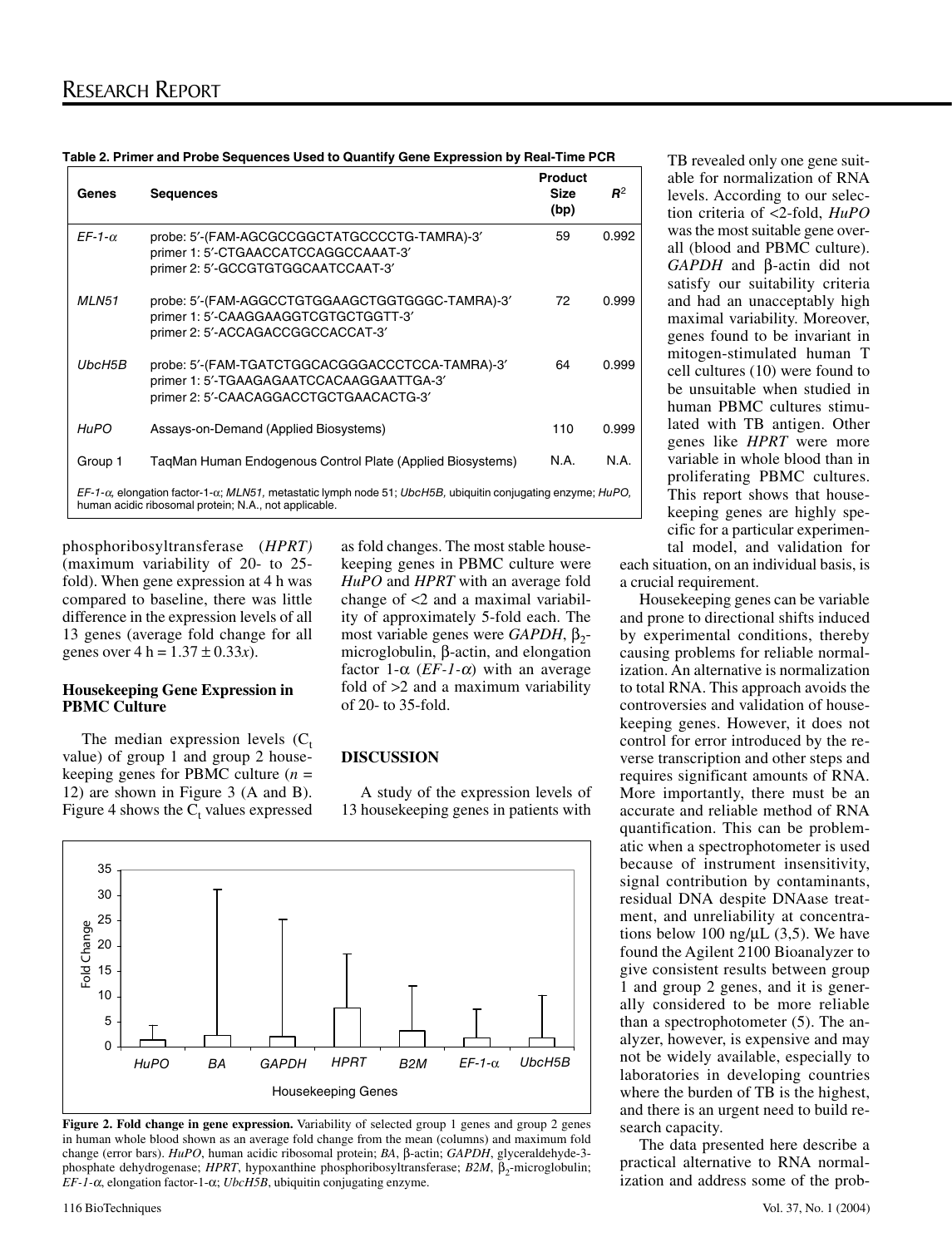**Table 2. Primer and Probe Sequences Used to Quantify Gene Expression by Real-Time PCR**

| Genes | Sequences | Product Size (bp) | $R^2$ |
|---|---|---|---|
| *EF-1-α* | probe: 5′-(FAM-AGCGCCGGCTATGCCCCTG-TAMRA)-3′<br>primer 1: 5′-CTGAACCATCCAGGCCAAAT-3′<br>primer 2: 5′-GCCGTGTGGCAATCCAAT-3′ | 59 | 0.992 |
| *MLN51* | probe: 5′-(FAM-AGGCCTGTGGAAGCTGGTGGGC-TAMRA)-3′<br>primer 1: 5′-CAAGGAAGGTCGTGCTGGTT-3′<br>primer 2: 5′-ACCAGACCGGCCACCAT-3′ | 72 | 0.999 |
| *UbcH5B* | probe: 5′-(FAM-TGATCTGGCACGGGACCCTCCA-TAMRA)-3′<br>primer 1: 5′-TGAAGAGAATCCACAAGGAATTGA-3′<br>primer 2: 5′-CAACAGGACCTGCTGAACACTG-3′ | 64 | 0.999 |
| *HuPO* | Assays-on-Demand (Applied Biosystems) | 110 | 0.999 |
| Group 1 | TaqMan Human Endogenous Control Plate (Applied Biosystems) | N.A. | N.A. |

*EF-1-α*, elongation factor-1-α; *MLN51*, metastatic lymph node 51; *UbcH5B*, ubiquitin conjugating enzyme; *HuPO*, human acidic ribosomal protein; N.A., not applicable.

phosphoribosyltransferase (*HPRT)* (maximum variability of 20- to 25-fold). When gene expression at 4 h was compared to baseline, there was little difference in the expression levels of all 13 genes (average fold change for all genes over 4 h = 1.37 ± 0.33*x*).

**Housekeeping Gene Expression in PBMC Culture**

The median expression levels ($C_t$ value) of group 1 and group 2 housekeeping genes for PBMC culture (*n* = 12) are shown in Figure 3 (A and B). Figure 4 shows the $C_t$ values expressed as fold changes. The most stable housekeeping genes in PBMC culture were *HuPO* and *HPRT* with an average fold change of <2 and a maximal variability of approximately 5-fold each. The most variable genes were *GAPDH*, $\beta_2$-microglobulin, β-actin, and elongation factor 1-α (*EF-1-α*) with an average fold of >2 and a maximum variability of 20- to 35-fold.

## DISCUSSION

A study of the expression levels of 13 housekeeping genes in patients with TB revealed only one gene suitable for normalization of RNA levels. According to our selection criteria of <2-fold, *HuPO* was the most suitable gene overall (blood and PBMC culture). *GAPDH* and β-actin did not satisfy our suitability criteria and had an unacceptably high maximal variability. Moreover, genes found to be invariant in mitogen-stimulated human T cell cultures (10) were found to be unsuitable when studied in human PBMC cultures stimulated with TB antigen. Other genes like *HPRT* were more variable in whole blood than in proliferating PBMC cultures. This report shows that housekeeping genes are highly specific for a particular experimental model, and validation for each situation, on an individual basis, is a crucial requirement.

Housekeeping genes can be variable and prone to directional shifts induced by experimental conditions, thereby causing problems for reliable normalization. An alternative is normalization to total RNA. This approach avoids the controversies and validation of housekeeping genes. However, it does not control for error introduced by the reverse transcription and other steps and requires significant amounts of RNA. More importantly, there must be an accurate and reliable method of RNA quantification. This can be problematic when a spectrophotometer is used because of instrument insensitivity, signal contribution by contaminants, residual DNA despite DNAase treatment, and unreliability at concentrations below 100 ng/μL (3,5). We have found the Agilent 2100 Bioanalyzer to give consistent results between group 1 and group 2 genes, and it is generally considered to be more reliable than a spectrophotometer (5). The analyzer, however, is expensive and may not be widely available, especially to laboratories in developing countries where the burden of TB is the highest, and there is an urgent need to build research capacity.

The data presented here describe a practical alternative to RNA normalization and address some of the prob-

**Figure 2. Fold change in gene expression.** Variability of selected group 1 genes and group 2 genes in human whole blood shown as an average fold change from the mean (columns) and maximum fold change (error bars). *HuPO*, human acidic ribosomal protein; *BA*, β-actin; *GAPDH*, glyceraldehyde-3-phosphate dehydrogenase; *HPRT*, hypoxanthine phosphoribosyltransferase; *B2M*, $\beta_2$-microglobulin; *EF-1-α*, elongation factor-1-α; *UbcH5B*, ubiquitin conjugating enzyme.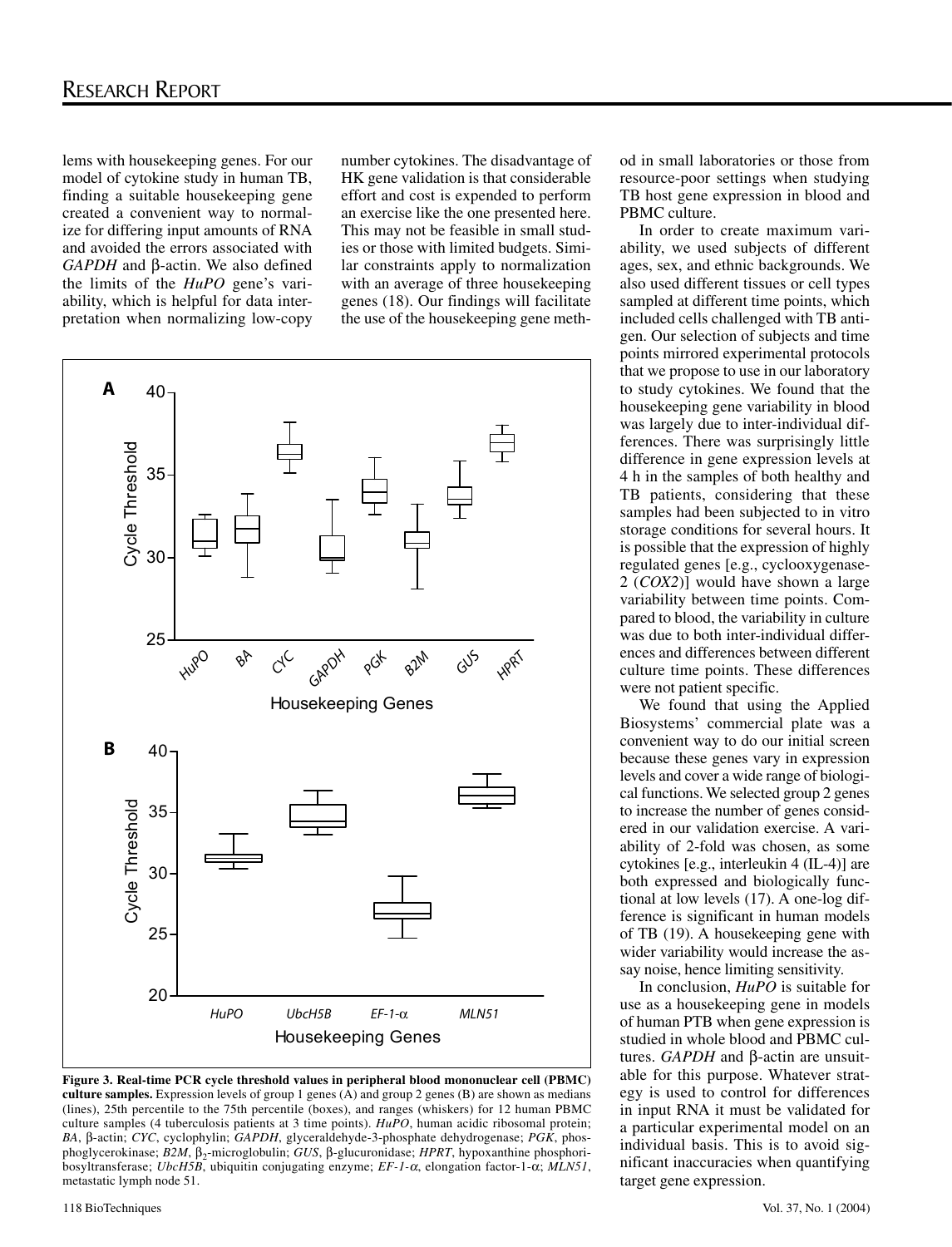lems with housekeeping genes. For our model of cytokine study in human TB, finding a suitable housekeeping gene created a convenient way to normalize for differing input amounts of RNA and avoided the errors associated with *GAPDH* and β-actin. We also defined the limits of the *HuPO* gene's variability, which is helpful for data interpretation when normalizing low-copy number cytokines. The disadvantage of HK gene validation is that considerable effort and cost is expended to perform an exercise like the one presented here. This may not be feasible in small studies or those with limited budgets. Similar constraints apply to normalization with an average of three housekeeping genes (18). Our findings will facilitate the use of the housekeeping gene method in small laboratories or those from resource-poor settings when studying TB host gene expression in blood and PBMC culture.

A

40
35
30
25

Cycle Threshold

HuPO BA CYC GAPDH PGK B2M GUS HPRT

Housekeeping Genes

B

40
35
30
25
20

Cycle Threshold

HuPO UbcH5B EF-1-α MLN51

Housekeeping Genes

**Figure 3. Real-time PCR cycle threshold values in peripheral blood mononuclear cell (PBMC) culture samples.** Expression levels of group 1 genes (A) and group 2 genes (B) are shown as medians (lines), 25th percentile to the 75th percentile (boxes), and ranges (whiskers) for 12 human PBMC culture samples (4 tuberculosis patients at 3 time points). *HuPO*, human acidic ribosomal protein; *BA*, β-actin; *CYC*, cyclophylin; *GAPDH*, glyceraldehyde-3-phosphate dehydrogenase; *PGK*, phosphoglycerokinase; *B2M*, $\beta_2$-microglobulin; *GUS*, β-glucuronidase; *HPRT*, hypoxanthine phosphoribosyltransferase; *UbcH5B*, ubiquitin conjugating enzyme; *EF-1-α*, elongation factor-1-α; *MLN51*, metastatic lymph node 51.

In order to create maximum variability, we used subjects of different ages, sex, and ethnic backgrounds. We also used different tissues or cell types sampled at different time points, which included cells challenged with TB antigen. Our selection of subjects and time points mirrored experimental protocols that we propose to use in our laboratory to study cytokines. We found that the housekeeping gene variability in blood was largely due to inter-individual differences. There was surprisingly little difference in gene expression levels at 4 h in the samples of both healthy and TB patients, considering that these samples had been subjected to in vitro storage conditions for several hours. It is possible that the expression of highly regulated genes [e.g., cyclooxygenase-2 (*COX2*)] would have shown a large variability between time points. Compared to blood, the variability in culture was due to both inter-individual differences and differences between different culture time points. These differences were not patient specific.

We found that using the Applied Biosystems' commercial plate was a convenient way to do our initial screen because these genes vary in expression levels and cover a wide range of biological functions. We selected group 2 genes to increase the number of genes considered in our validation exercise. A variability of 2-fold was chosen, as some cytokines [e.g., interleukin 4 (IL-4)] are both expressed and biologically functional at low levels (17). A one-log difference is significant in human models of TB (19). A housekeeping gene with wider variability would increase the assay noise, hence limiting sensitivity.

In conclusion, *HuPO* is suitable for use as a housekeeping gene in models of human PTB when gene expression is studied in whole blood and PBMC cultures. *GAPDH* and β-actin are unsuitable for this purpose. Whatever strategy is used to control for differences in input RNA it must be validated for a particular experimental model on an individual basis. This is to avoid significant inaccuracies when quantifying target gene expression.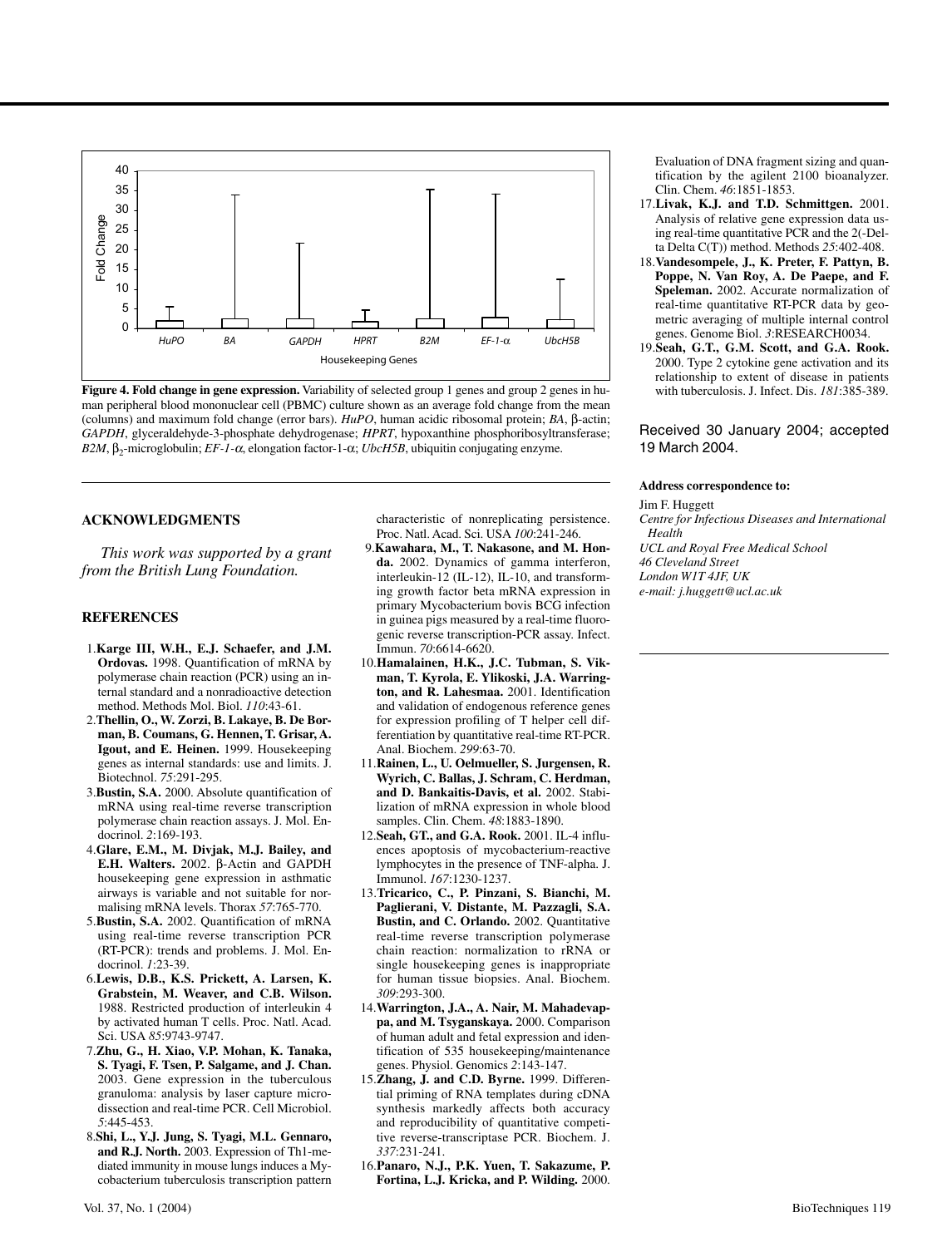40
35
30
25
20
15
10
5
0

Fold Change

*HuPO* *BA* *GAPDH* *HPRT* *B2M* *EF-1-α* *UbcH5B*

Housekeeping Genes

**Figure 4. Fold change in gene expression.** Variability of selected group 1 genes and group 2 genes in human peripheral blood mononuclear cell (PBMC) culture shown as an average fold change from the mean (columns) and maximum fold change (error bars). *HuPO*, human acidic ribosomal protein; *BA*, β-actin; *GAPDH*, glyceraldehyde-3-phosphate dehydrogenase; *HPRT*, hypoxanthine phosphoribosyltransferase; *B2M*, $\beta_2$-microglobulin; *EF-1-α*, elongation factor-1-α; *UbcH5B*, ubiquitin conjugating enzyme.

## ACKNOWLEDGMENTS

*This work was supported by a grant from the British Lung Foundation.*

## REFERENCES

1. **Karge III, W.H., E.J. Schaefer, and J.M. Ordovas.** 1998. Quantification of mRNA by polymerase chain reaction (PCR) using an internal standard and a nonradioactive detection method. Methods Mol. Biol. *110*:43-61.
2. **Thellin, O., W. Zorzi, B. Lakaye, B. De Borman, B. Coumans, G. Hennen, T. Grisar, A. Igout, and E. Heinen.** 1999. Housekeeping genes as internal standards: use and limits. J. Biotechnol. *75*:291-295.
3. **Bustin, S.A.** 2000. Absolute quantification of mRNA using real-time reverse transcription polymerase chain reaction assays. J. Mol. Endocrinol. *2*:169-193.
4. **Glare, E.M., M. Divjak, M.J. Bailey, and E.H. Walters.** 2002. β-Actin and GAPDH housekeeping gene expression in asthmatic airways is variable and not suitable for normalising mRNA levels. Thorax *57*:765-770.
5. **Bustin, S.A.** 2002. Quantification of mRNA using real-time reverse transcription PCR (RT-PCR): trends and problems. J. Mol. Endocrinol. *1*:23-39.
6. **Lewis, D.B., K.S. Prickett, A. Larsen, K. Grabstein, M. Weaver, and C.B. Wilson.** 1988. Restricted production of interleukin 4 by activated human T cells. Proc. Natl. Acad. Sci. USA *85*:9743-9747.
7. **Zhu, G., H. Xiao, V.P. Mohan, K. Tanaka, S. Tyagi, F. Tsen, P. Salgame, and J. Chan.** 2003. Gene expression in the tuberculous granuloma: analysis by laser capture microdissection and real-time PCR. Cell Microbiol. *5*:445-453.
8. **Shi, L., Y.J. Jung, S. Tyagi, M.L. Gennaro, and R.J. North.** 2003. Expression of Th1-mediated immunity in mouse lungs induces a Mycobacterium tuberculosis transcription pattern characteristic of nonreplicating persistence. Proc. Natl. Acad. Sci. USA *100*:241-246.
9. **Kawahara, M., T. Nakasone, and M. Honda.** 2002. Dynamics of gamma interferon, interleukin-12 (IL-12), IL-10, and transforming growth factor beta mRNA expression in primary Mycobacterium bovis BCG infection in guinea pigs measured by a real-time fluorogenic reverse transcription-PCR assay. Infect. Immun. *70*:6614-6620.
10. **Hamalainen, H.K., J.C. Tubman, S. Vikman, T. Kyrola, E. Ylikoski, J.A. Warrington, and R. Lahesmaa.** 2001. Identification and validation of endogenous reference genes for expression profiling of T helper cell differentiation by quantitative real-time RT-PCR. Anal. Biochem. *299*:63-70.
11. **Rainen, L., U. Oelmueller, S. Jurgensen, R. Wyrich, C. Ballas, J. Schram, C. Herdman, and D. Bankaitis-Davis, et al.** 2002. Stabilization of mRNA expression in whole blood samples. Clin. Chem. *48*:1883-1890.
12. **Seah, GT., and G.A. Rook.** 2001. IL-4 influences apoptosis of mycobacterium-reactive lymphocytes in the presence of TNF-alpha. J. Immunol. *167*:1230-1237.
13. **Tricarico, C., P. Pinzani, S. Bianchi, M. Paglierani, V. Distante, M. Pazzagli, S.A. Bustin, and C. Orlando.** 2002. Quantitative real-time reverse transcription polymerase chain reaction: normalization to rRNA or single housekeeping genes is inappropriate for human tissue biopsies. Anal. Biochem. *309*:293-300.
14. **Warrington, J.A., A. Nair, M. Mahadevappa, and M. Tsyganskaya.** 2000. Comparison of human adult and fetal expression and identification of 535 housekeeping/maintenance genes. Physiol. Genomics *2*:143-147.
15. **Zhang, J. and C.D. Byrne.** 1999. Differential priming of RNA templates during cDNA synthesis markedly affects both accuracy and reproducibility of quantitative competitive reverse-transcriptase PCR. Biochem. J. *337*:231-241.
16. **Panaro, N.J., P.K. Yuen, T. Sakazume, P. Fortina, L.J. Kricka, and P. Wilding.** 2000. Evaluation of DNA fragment sizing and quantification by the agilent 2100 bioanalyzer. Clin. Chem. *46*:1851-1853.
17. **Livak, K.J. and T.D. Schmittgen.** 2001. Analysis of relative gene expression data using real-time quantitative PCR and the 2(-Delta Delta C(T)) method. Methods *25*:402-408.
18. **Vandesompele, J., K. Preter, F. Pattyn, B. Poppe, N. Van Roy, A. De Paepe, and F. Speleman.** 2002. Accurate normalization of real-time quantitative RT-PCR data by geometric averaging of multiple internal control genes. Genome Biol. *3*:RESEARCH0034.
19. **Seah, G.T., G.M. Scott, and G.A. Rook.** 2000. Type 2 cytokine gene activation and its relationship to extent of disease in patients with tuberculosis. J. Infect. Dis. *181*:385-389.

Received 30 January 2004; accepted 19 March 2004.

**Address correspondence to:**

Jim F. Huggett
*Centre for Infectious Diseases and International Health*
*UCL and Royal Free Medical School*
*46 Cleveland Street*
*London W1T 4JF, UK*
*e-mail: j.huggett@ucl.ac.uk*